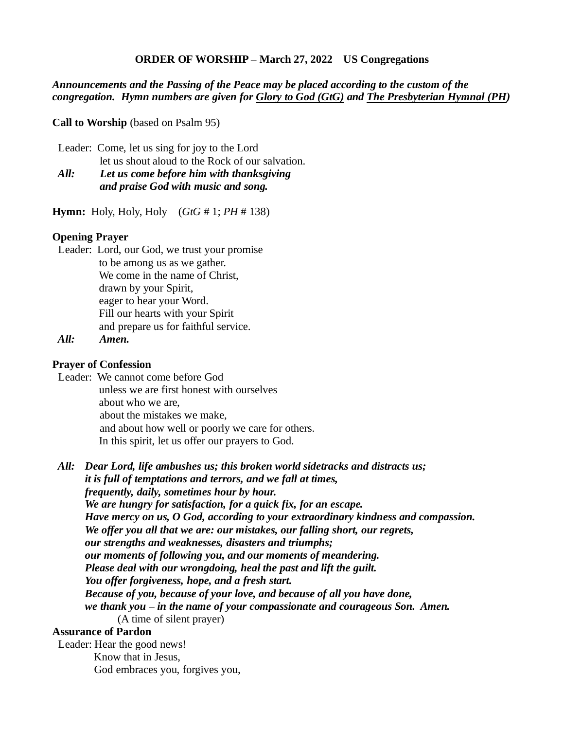**ORDER OF WORSHIP – March 27, 2022 US Congregations**

***Announcements and the Passing of the Peace may be placed according to the custom of the congregation. Hymn numbers are given for <u>Glory to God (GtG)</u> and <u>The Presbyterian Hymnal (PH)</u>***

**Call to Worship** (based on Psalm 95)

Leader: Come, let us sing for joy to the Lord
let us shout aloud to the Rock of our salvation.
***All: Let us come before him with thanksgiving***
***and praise God with music and song.***

**Hymn:** Holy, Holy, Holy (*GtG* # 1; *PH* # 138)

**Opening Prayer**

Leader: Lord, our God, we trust your promise
to be among us as we gather.
We come in the name of Christ,
drawn by your Spirit,
eager to hear your Word.
Fill our hearts with your Spirit
and prepare us for faithful service.
***All: Amen.***

**Prayer of Confession**

Leader: We cannot come before God
unless we are first honest with ourselves
about who we are,
about the mistakes we make,
and about how well or poorly we care for others.
In this spirit, let us offer our prayers to God.

***All: Dear Lord, life ambushes us; this broken world sidetracks and distracts us;***
***it is full of temptations and terrors, and we fall at times,***
***frequently, daily, sometimes hour by hour.***
***We are hungry for satisfaction, for a quick fix, for an escape.***
***Have mercy on us, O God, according to your extraordinary kindness and compassion.***
***We offer you all that we are: our mistakes, our falling short, our regrets,***
***our strengths and weaknesses, disasters and triumphs;***
***our moments of following you, and our moments of meandering.***
***Please deal with our wrongdoing, heal the past and lift the guilt.***
***You offer forgiveness, hope, and a fresh start.***
***Because of you, because of your love, and because of all you have done,***
***we thank you – in the name of your compassionate and courageous Son. Amen.***
(A time of silent prayer)

**Assurance of Pardon**

Leader: Hear the good news!
Know that in Jesus,
God embraces you, forgives you,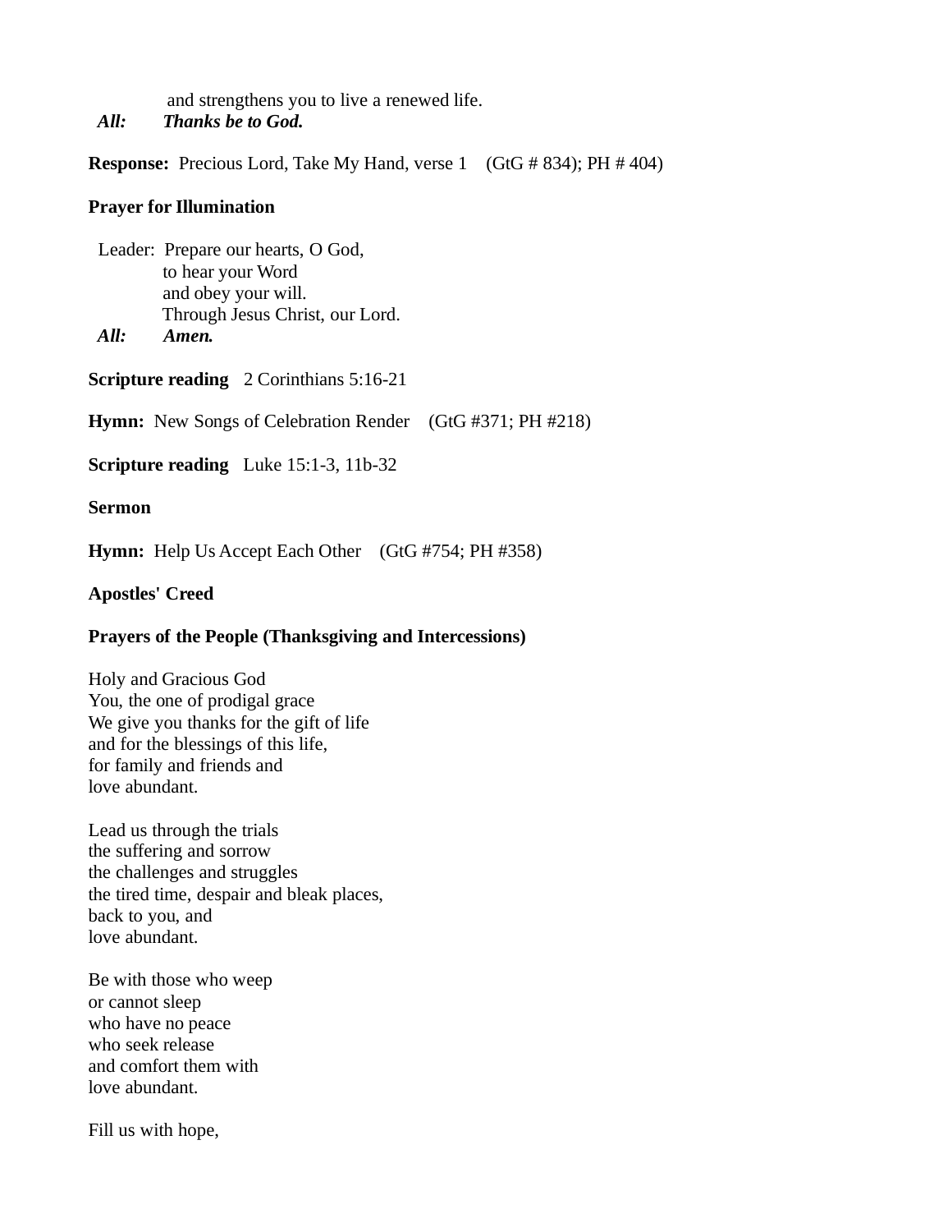and strengthens you to live a renewed life.
***All:*** ***Thanks be to God.***

**Response:** Precious Lord, Take My Hand, verse 1 (GtG # 834); PH # 404)

**Prayer for Illumination**

Leader: Prepare our hearts, O God,
to hear your Word
and obey your will.
Through Jesus Christ, our Lord.
***All:*** ***Amen.***

**Scripture reading** 2 Corinthians 5:16-21

**Hymn:** New Songs of Celebration Render (GtG #371; PH #218)

**Scripture reading** Luke 15:1-3, 11b-32

**Sermon**

**Hymn:** Help Us Accept Each Other (GtG #754; PH #358)

**Apostles' Creed**

**Prayers of the People (Thanksgiving and Intercessions)**

Holy and Gracious God
You, the one of prodigal grace
We give you thanks for the gift of life
and for the blessings of this life,
for family and friends and
love abundant.

Lead us through the trials
the suffering and sorrow
the challenges and struggles
the tired time, despair and bleak places,
back to you, and
love abundant.

Be with those who weep
or cannot sleep
who have no peace
who seek release
and comfort them with
love abundant.

Fill us with hope,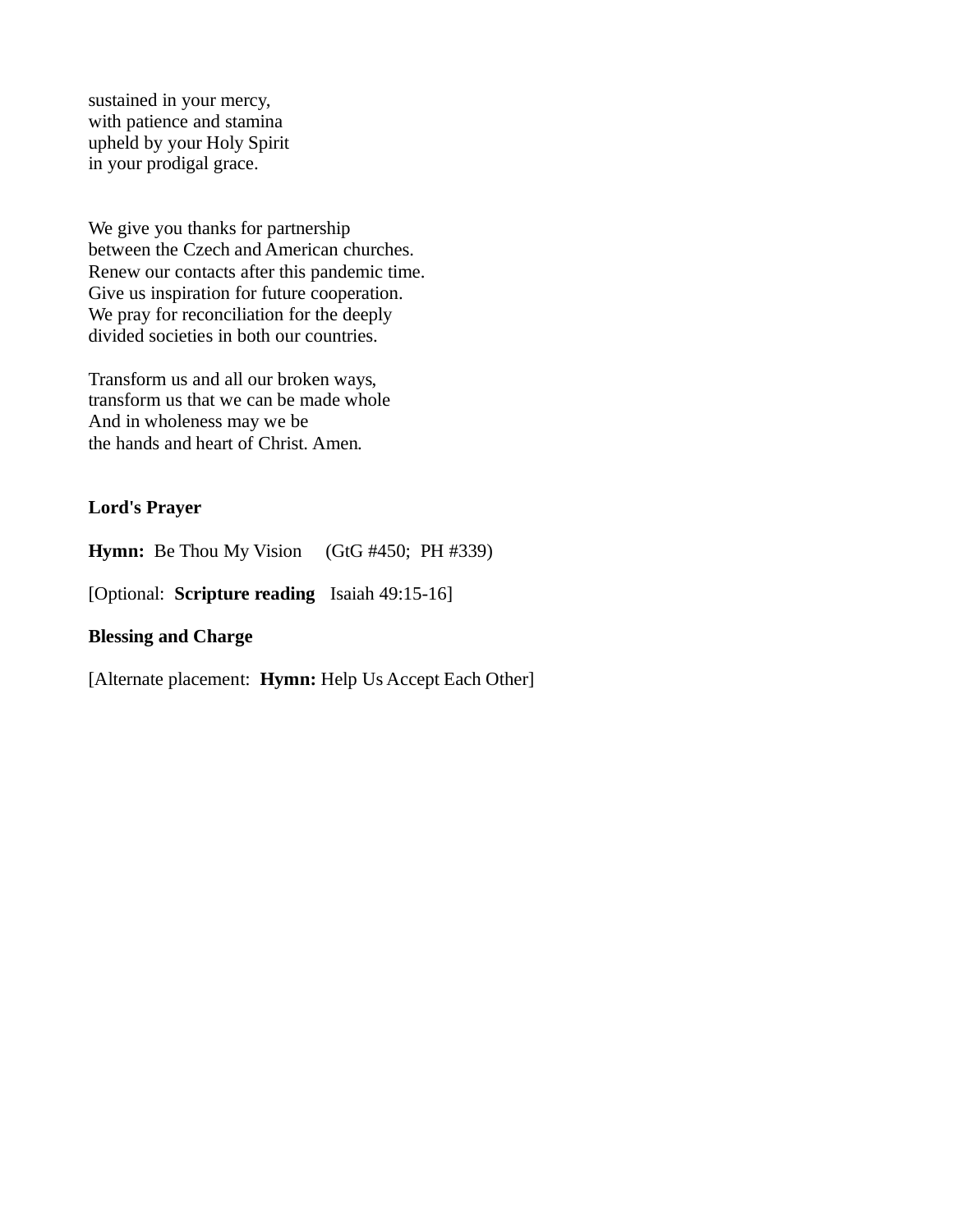sustained in your mercy,
with patience and stamina
upheld by your Holy Spirit
in your prodigal grace.

We give you thanks for partnership
between the Czech and American churches.
Renew our contacts after this pandemic time.
Give us inspiration for future cooperation.
We pray for reconciliation for the deeply
divided societies in both our countries.

Transform us and all our broken ways,
transform us that we can be made whole
And in wholeness may we be
the hands and heart of Christ. Amen.

**Lord's Prayer**

**Hymn:** Be Thou My Vision (GtG #450; PH #339)

[Optional: **Scripture reading** Isaiah 49:15-16]

**Blessing and Charge**

[Alternate placement: **Hymn:** Help Us Accept Each Other]